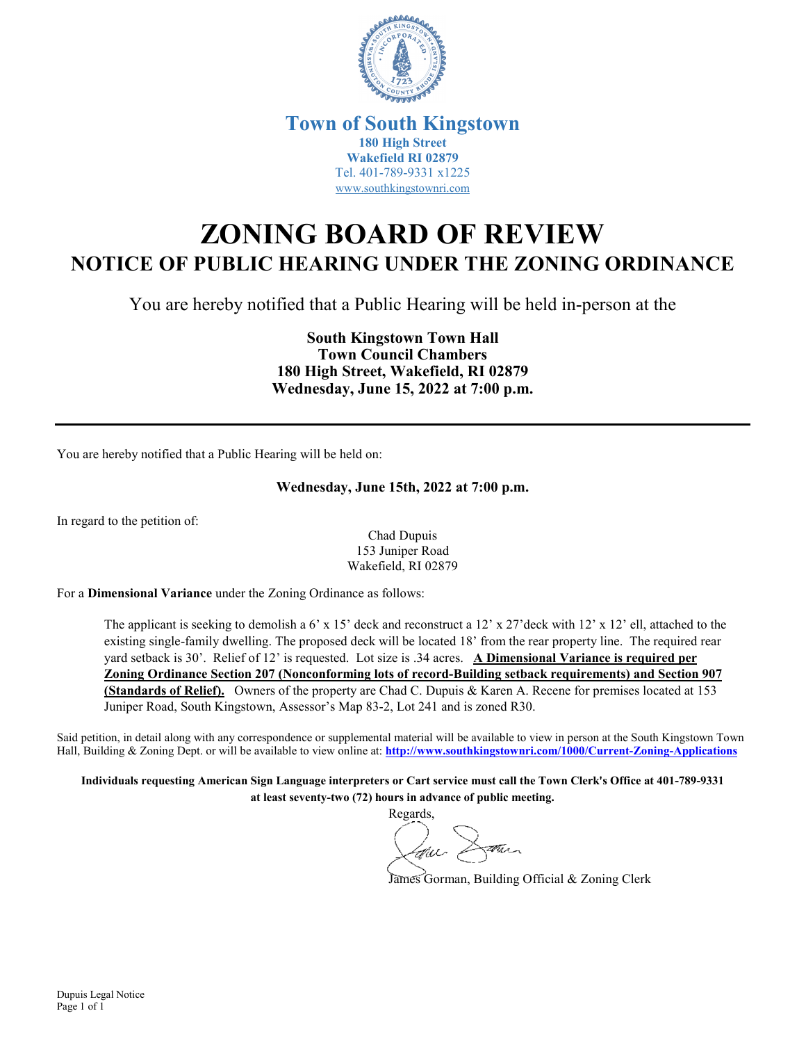**Town of South Kingstown**
**180 High Street**
**Wakefield RI 02879**
Tel. 401-789-9331 x1225
www.southkingstownri.com

# ZONING BOARD OF REVIEW

## NOTICE OF PUBLIC HEARING UNDER THE ZONING ORDINANCE

You are hereby notified that a Public Hearing will be held in-person at the

**South Kingstown Town Hall**
**Town Council Chambers**
**180 High Street, Wakefield, RI 02879**
**Wednesday, June 15, 2022 at 7:00 p.m.**

---

You are hereby notified that a Public Hearing will be held on:

**Wednesday, June 15th, 2022 at 7:00 p.m.**

In regard to the petition of:

Chad Dupuis
153 Juniper Road
Wakefield, RI 02879

For a **Dimensional Variance** under the Zoning Ordinance as follows:

> The applicant is seeking to demolish a 6' x 15' deck and reconstruct a 12' x 27'deck with 12' x 12' ell, attached to the existing single-family dwelling. The proposed deck will be located 18' from the rear property line. The required rear yard setback is 30'. Relief of 12' is requested. Lot size is .34 acres. **A Dimensional Variance is required per Zoning Ordinance Section 207 (Nonconforming lots of record-Building setback requirements) and Section 907 (Standards of Relief).** Owners of the property are Chad C. Dupuis & Karen A. Recene for premises located at 153 Juniper Road, South Kingstown, Assessor's Map 83-2, Lot 241 and is zoned R30.

Said petition, in detail along with any correspondence or supplemental material will be available to view in person at the South Kingstown Town Hall, Building & Zoning Dept. or will be available to view online at: **http://www.southkingstownri.com/1000/Current-Zoning-Applications**

**Individuals requesting American Sign Language interpreters or Cart service must call the Town Clerk's Office at 401-789-9331 at least seventy-two (72) hours in advance of public meeting.**

Regards,

James Gorman, Building Official & Zoning Clerk

Dupuis Legal Notice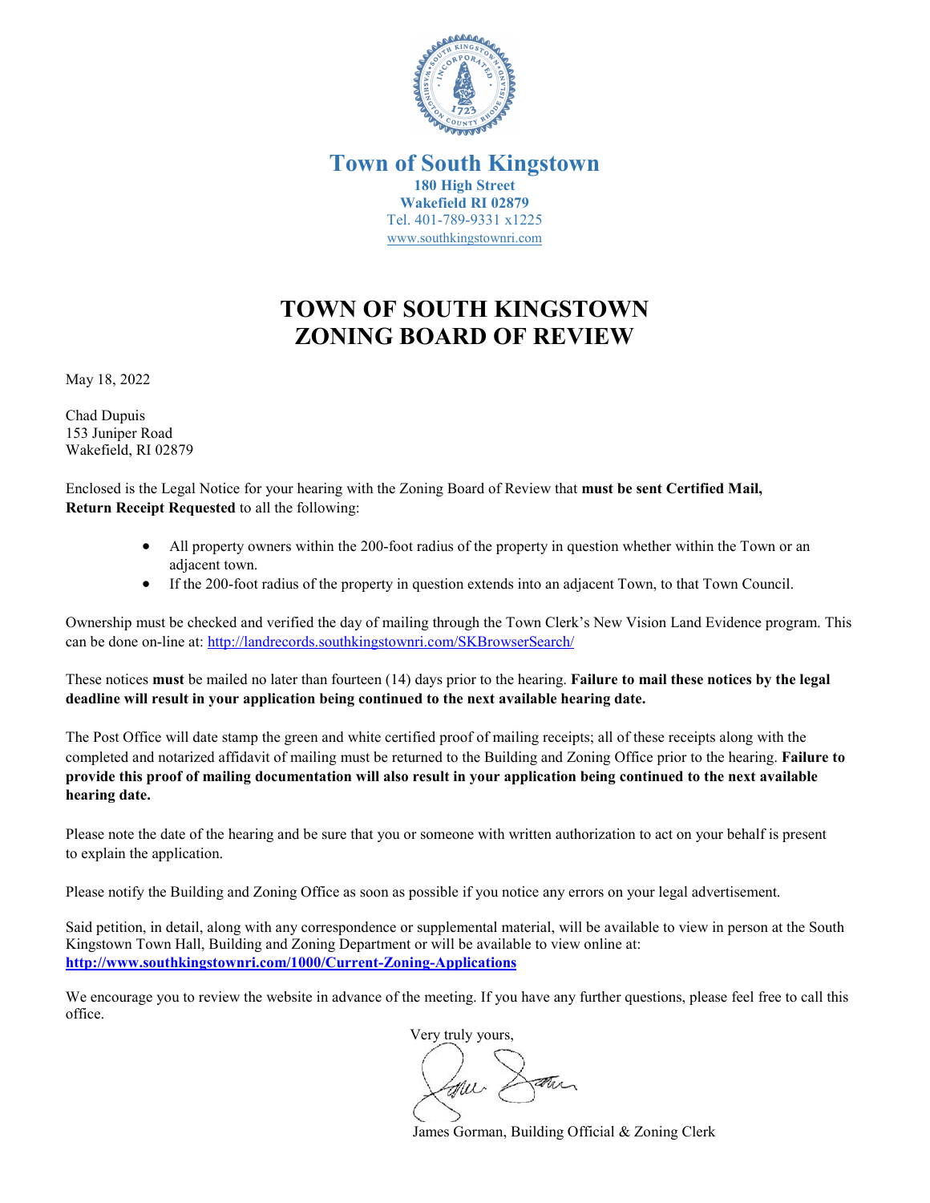**Town of South Kingstown**
**180 High Street**
**Wakefield RI 02879**
Tel. 401-789-9331 x1225
www.southkingstownri.com

# TOWN OF SOUTH KINGSTOWN
# ZONING BOARD OF REVIEW

May 18, 2022

Chad Dupuis
153 Juniper Road
Wakefield, RI 02879

Enclosed is the Legal Notice for your hearing with the Zoning Board of Review that **must be sent Certified Mail, Return Receipt Requested** to all the following:

- All property owners within the 200-foot radius of the property in question whether within the Town or an adjacent town.
- If the 200-foot radius of the property in question extends into an adjacent Town, to that Town Council.

Ownership must be checked and verified the day of mailing through the Town Clerk's New Vision Land Evidence program. This can be done on-line at: http://landrecords.southkingstownri.com/SKBrowserSearch/

These notices **must** be mailed no later than fourteen (14) days prior to the hearing. **Failure to mail these notices by the legal deadline will result in your application being continued to the next available hearing date.**

The Post Office will date stamp the green and white certified proof of mailing receipts; all of these receipts along with the completed and notarized affidavit of mailing must be returned to the Building and Zoning Office prior to the hearing. **Failure to provide this proof of mailing documentation will also result in your application being continued to the next available hearing date.**

Please note the date of the hearing and be sure that you or someone with written authorization to act on your behalf is present to explain the application.

Please notify the Building and Zoning Office as soon as possible if you notice any errors on your legal advertisement.

Said petition, in detail, along with any correspondence or supplemental material, will be available to view in person at the South Kingstown Town Hall, Building and Zoning Department or will be available to view online at: **http://www.southkingstownri.com/1000/Current-Zoning-Applications**

We encourage you to review the website in advance of the meeting. If you have any further questions, please feel free to call this office.

Very truly yours,

James Gorman, Building Official & Zoning Clerk